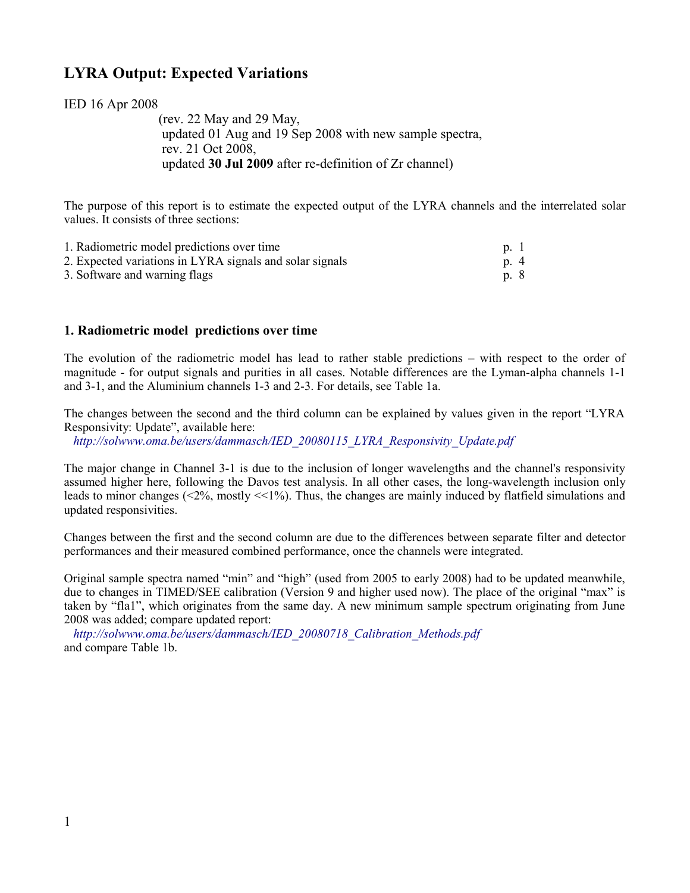# LYRA Output: Expected Variations

IED 16 Apr 2008

(rev. 22 May and 29 May,
updated 01 Aug and 19 Sep 2008 with new sample spectra,
rev. 21 Oct 2008,
updated **30 Jul 2009** after re-definition of Zr channel)

The purpose of this report is to estimate the expected output of the LYRA channels and the interrelated solar values. It consists of three sections:

| | |
|---|---|
| 1. Radiometric model predictions over time | p. 1 |
| 2. Expected variations in LYRA signals and solar signals | p. 4 |
| 3. Software and warning flags | p. 8 |

## 1. Radiometric model predictions over time

The evolution of the radiometric model has lead to rather stable predictions – with respect to the order of magnitude - for output signals and purities in all cases. Notable differences are the Lyman-alpha channels 1-1 and 3-1, and the Aluminium channels 1-3 and 2-3. For details, see Table 1a.

The changes between the second and the third column can be explained by values given in the report "LYRA Responsivity: Update", available here:
*http://solwww.oma.be/users/dammasch/IED_20080115_LYRA_Responsivity_Update.pdf*

The major change in Channel 3-1 is due to the inclusion of longer wavelengths and the channel's responsivity assumed higher here, following the Davos test analysis. In all other cases, the long-wavelength inclusion only leads to minor changes (<2%, mostly <<1%). Thus, the changes are mainly induced by flatfield simulations and updated responsivities.

Changes between the first and the second column are due to the differences between separate filter and detector performances and their measured combined performance, once the channels were integrated.

Original sample spectra named "min" and "high" (used from 2005 to early 2008) had to be updated meanwhile, due to changes in TIMED/SEE calibration (Version 9 and higher used now). The place of the original "max" is taken by "fla1", which originates from the same day. A new minimum sample spectrum originating from June 2008 was added; compare updated report:
*http://solwww.oma.be/users/dammasch/IED_20080718_Calibration_Methods.pdf*
and compare Table 1b.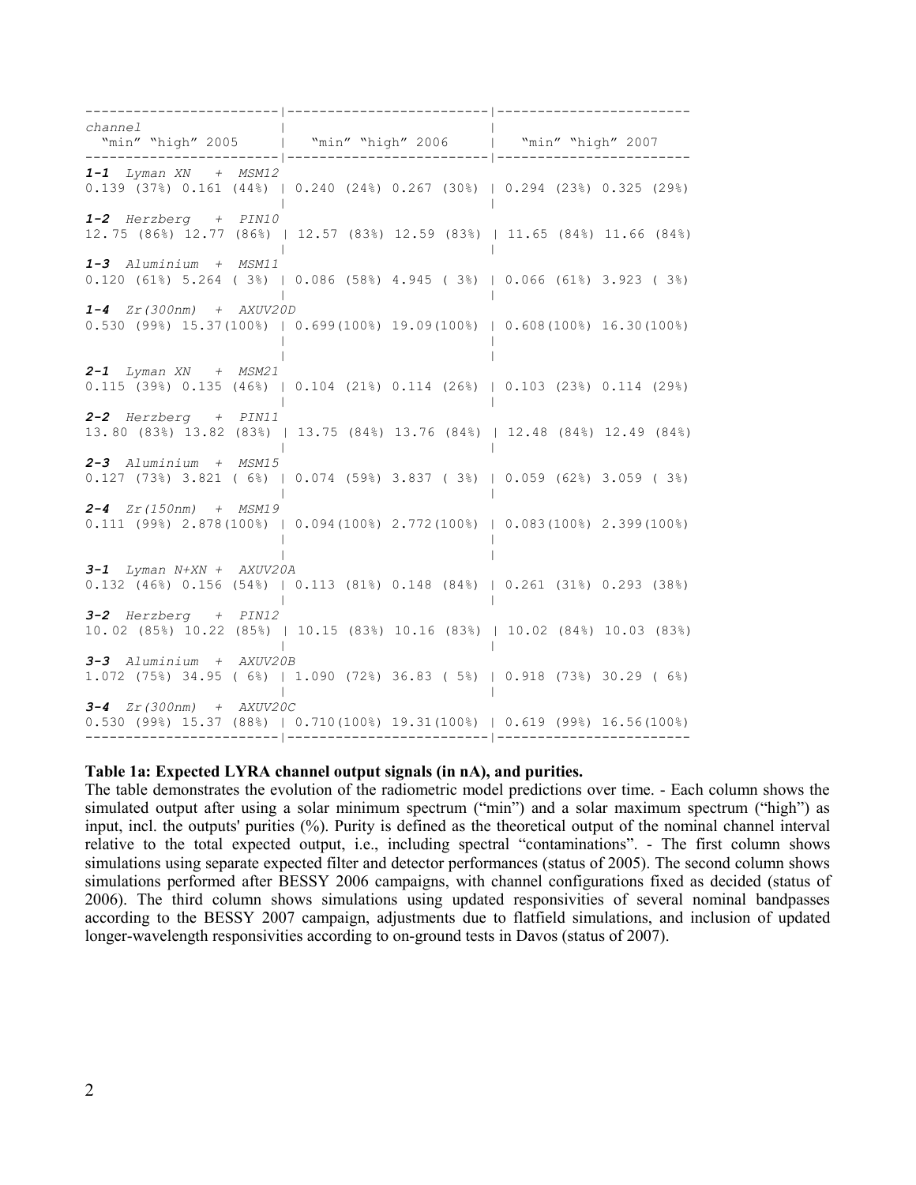| channel | "min" 2005 | "high" 2005 | "min" 2006 | "high" 2006 | "min" 2007 | "high" 2007 |
|---|---|---|---|---|---|---|
| ***1-1*** *Lyman XN + MSM12* | 0.139 (37%) | 0.161 (44%) | 0.240 (24%) | 0.267 (30%) | 0.294 (23%) | 0.325 (29%) |
| ***1-2*** *Herzberg + PIN10* | 12.75 (86%) | 12.77 (86%) | 12.57 (83%) | 12.59 (83%) | 11.65 (84%) | 11.66 (84%) |
| ***1-3*** *Aluminium + MSM11* | 0.120 (61%) | 5.264 ( 3%) | 0.086 (58%) | 4.945 ( 3%) | 0.066 (61%) | 3.923 ( 3%) |
| ***1-4*** *Zr(300nm) + AXUV20D* | 0.530 (99%) | 15.37(100%) | 0.699(100%) | 19.09(100%) | 0.608(100%) | 16.30(100%) |
| ***2-1*** *Lyman XN + MSM21* | 0.115 (39%) | 0.135 (46%) | 0.104 (21%) | 0.114 (26%) | 0.103 (23%) | 0.114 (29%) |
| ***2-2*** *Herzberg + PIN11* | 13.80 (83%) | 13.82 (83%) | 13.75 (84%) | 13.76 (84%) | 12.48 (84%) | 12.49 (84%) |
| ***2-3*** *Aluminium + MSM15* | 0.127 (73%) | 3.821 ( 6%) | 0.074 (59%) | 3.837 ( 3%) | 0.059 (62%) | 3.059 ( 3%) |
| ***2-4*** *Zr(150nm) + MSM19* | 0.111 (99%) | 2.878(100%) | 0.094(100%) | 2.772(100%) | 0.083(100%) | 2.399(100%) |
| ***3-1*** *Lyman N+XN + AXUV20A* | 0.132 (46%) | 0.156 (54%) | 0.113 (81%) | 0.148 (84%) | 0.261 (31%) | 0.293 (38%) |
| ***3-2*** *Herzberg + PIN12* | 10.02 (85%) | 10.22 (85%) | 10.15 (83%) | 10.16 (83%) | 10.02 (84%) | 10.03 (83%) |
| ***3-3*** *Aluminium + AXUV20B* | 1.072 (75%) | 34.95 ( 6%) | 1.090 (72%) | 36.83 ( 5%) | 0.918 (73%) | 30.29 ( 6%) |
| ***3-4*** *Zr(300nm) + AXUV20C* | 0.530 (99%) | 15.37 (88%) | 0.710(100%) | 19.31(100%) | 0.619 (99%) | 16.56(100%) |

**Table 1a: Expected LYRA channel output signals (in nA), and purities.**

The table demonstrates the evolution of the radiometric model predictions over time. - Each column shows the simulated output after using a solar minimum spectrum ("min") and a solar maximum spectrum ("high") as input, incl. the outputs' purities (%). Purity is defined as the theoretical output of the nominal channel interval relative to the total expected output, i.e., including spectral "contaminations". - The first column shows simulations using separate expected filter and detector performances (status of 2005). The second column shows simulations performed after BESSY 2006 campaigns, with channel configurations fixed as decided (status of 2006). The third column shows simulations using updated responsivities of several nominal bandpasses according to the BESSY 2007 campaign, adjustments due to flatfield simulations, and inclusion of updated longer-wavelength responsivities according to on-ground tests in Davos (status of 2007).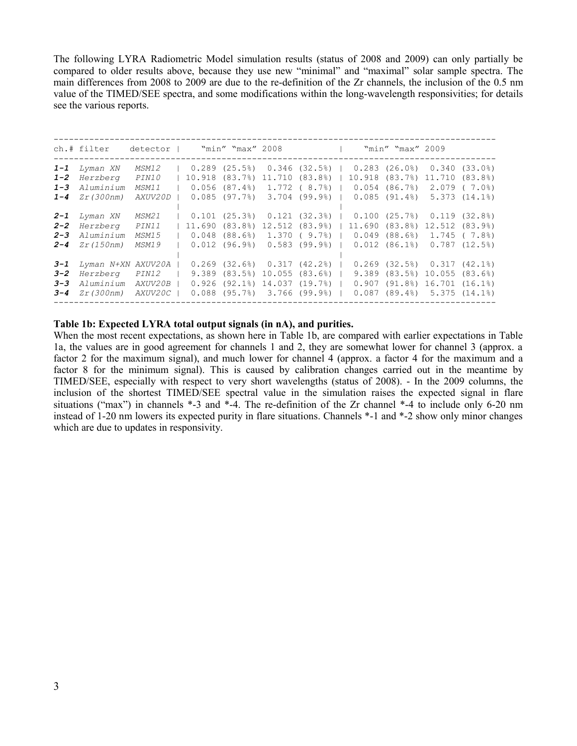The following LYRA Radiometric Model simulation results (status of 2008 and 2009) can only partially be compared to older results above, because they use new "minimal" and "maximal" solar sample spectra. The main differences from 2008 to 2009 are due to the re-definition of the Zr channels, the inclusion of the 0.5 nm value of the TIMED/SEE spectra, and some modifications within the long-wavelength responsivities; for details see the various reports.

| ch.# | filter | detector | "min" 2008 | | "max" 2008 | | "min" 2009 | | "max" 2009 | |
|---|---|---|---|---|---|---|---|---|---|---|
| ***1-1*** | *Lyman XN* | *MSM12* | 0.289 | (25.5%) | 0.346 | (32.5%) | 0.283 | (26.0%) | 0.340 | (33.0%) |
| ***1-2*** | *Herzberg* | *PIN10* | 10.918 | (83.7%) | 11.710 | (83.8%) | 10.918 | (83.7%) | 11.710 | (83.8%) |
| ***1-3*** | *Aluminium* | *MSM11* | 0.056 | (87.4%) | 1.772 | ( 8.7%) | 0.054 | (86.7%) | 2.079 | ( 7.0%) |
| ***1-4*** | *Zr(300nm)* | *AXUV20D* | 0.085 | (97.7%) | 3.704 | (99.9%) | 0.085 | (91.4%) | 5.373 | (14.1%) |
| ***2-1*** | *Lyman XN* | *MSM21* | 0.101 | (25.3%) | 0.121 | (32.3%) | 0.100 | (25.7%) | 0.119 | (32.8%) |
| ***2-2*** | *Herzberg* | *PIN11* | 11.690 | (83.8%) | 12.512 | (83.9%) | 11.690 | (83.8%) | 12.512 | (83.9%) |
| ***2-3*** | *Aluminium* | *MSM15* | 0.048 | (88.6%) | 1.370 | ( 9.7%) | 0.049 | (88.6%) | 1.745 | ( 7.8%) |
| ***2-4*** | *Zr(150nm)* | *MSM19* | 0.012 | (96.9%) | 0.583 | (99.9%) | 0.012 | (86.1%) | 0.787 | (12.5%) |
| ***3-1*** | *Lyman N+XN* | *AXUV20A* | 0.269 | (32.6%) | 0.317 | (42.2%) | 0.269 | (32.5%) | 0.317 | (42.1%) |
| ***3-2*** | *Herzberg* | *PIN12* | 9.389 | (83.5%) | 10.055 | (83.6%) | 9.389 | (83.5%) | 10.055 | (83.6%) |
| ***3-3*** | *Aluminium* | *AXUV20B* | 0.926 | (92.1%) | 14.037 | (19.7%) | 0.907 | (91.8%) | 16.701 | (16.1%) |
| ***3-4*** | *Zr(300nm)* | *AXUV20C* | 0.088 | (95.7%) | 3.766 | (99.9%) | 0.087 | (89.4%) | 5.375 | (14.1%) |

**Table 1b: Expected LYRA total output signals (in nA), and purities.**

When the most recent expectations, as shown here in Table 1b, are compared with earlier expectations in Table 1a, the values are in good agreement for channels 1 and 2, they are somewhat lower for channel 3 (approx. a factor 2 for the maximum signal), and much lower for channel 4 (approx. a factor 4 for the maximum and a factor 8 for the minimum signal). This is caused by calibration changes carried out in the meantime by TIMED/SEE, especially with respect to very short wavelengths (status of 2008). - In the 2009 columns, the inclusion of the shortest TIMED/SEE spectral value in the simulation raises the expected signal in flare situations ("max") in channels *-3 and *-4. The re-definition of the Zr channel *-4 to include only 6-20 nm instead of 1-20 nm lowers its expected purity in flare situations. Channels *-1 and *-2 show only minor changes which are due to updates in responsivity.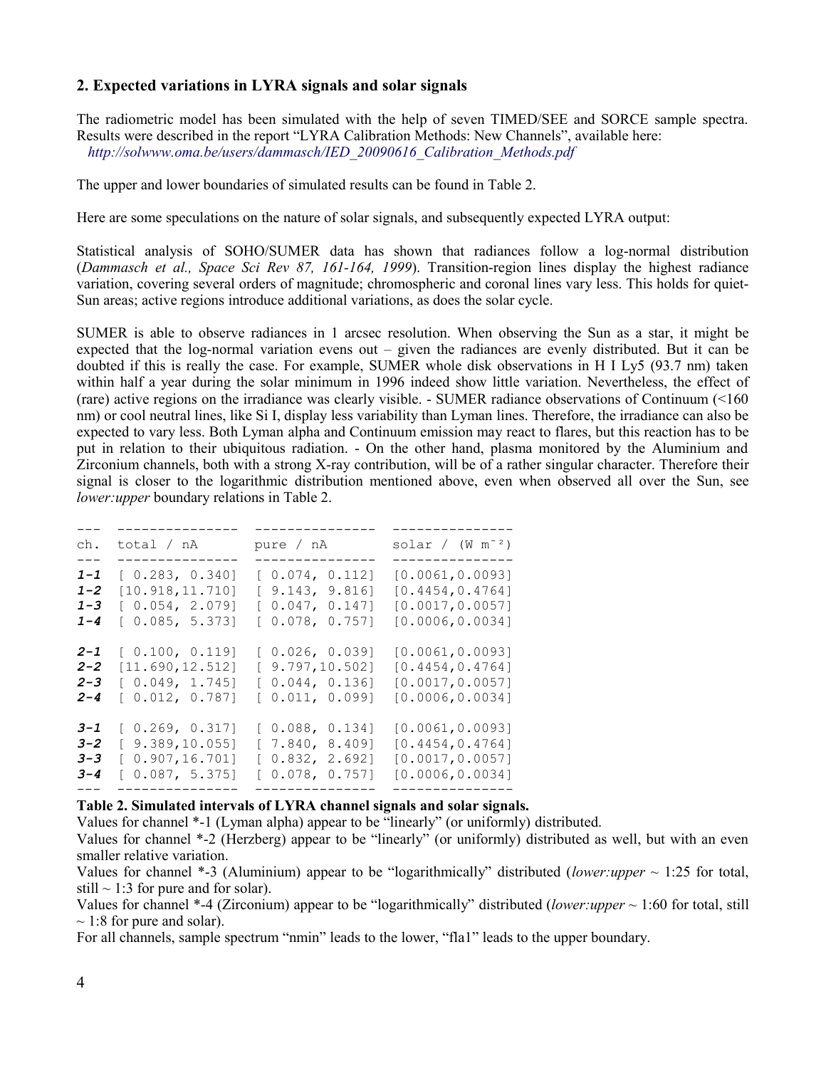## 2. Expected variations in LYRA signals and solar signals

The radiometric model has been simulated with the help of seven TIMED/SEE and SORCE sample spectra. Results were described in the report "LYRA Calibration Methods: New Channels", available here:
*http://solwww.oma.be/users/dammasch/IED_20090616_Calibration_Methods.pdf*

The upper and lower boundaries of simulated results can be found in Table 2.

Here are some speculations on the nature of solar signals, and subsequently expected LYRA output:

Statistical analysis of SOHO/SUMER data has shown that radiances follow a log-normal distribution (*Dammasch et al., Space Sci Rev 87, 161-164, 1999*). Transition-region lines display the highest radiance variation, covering several orders of magnitude; chromospheric and coronal lines vary less. This holds for quiet-Sun areas; active regions introduce additional variations, as does the solar cycle.

SUMER is able to observe radiances in 1 arcsec resolution. When observing the Sun as a star, it might be expected that the log-normal variation evens out – given the radiances are evenly distributed. But it can be doubted if this is really the case. For example, SUMER whole disk observations in H I Ly5 (93.7 nm) taken within half a year during the solar minimum in 1996 indeed show little variation. Nevertheless, the effect of (rare) active regions on the irradiance was clearly visible. - SUMER radiance observations of Continuum (<160 nm) or cool neutral lines, like Si I, display less variability than Lyman lines. Therefore, the irradiance can also be expected to vary less. Both Lyman alpha and Continuum emission may react to flares, but this reaction has to be put in relation to their ubiquitous radiation. - On the other hand, plasma monitored by the Aluminium and Zirconium channels, both with a strong X-ray contribution, will be of a rather singular character. Therefore their signal is closer to the logarithmic distribution mentioned above, even when observed all over the Sun, see *lower:upper* boundary relations in Table 2.

| ch. | total / nA | pure / nA | solar / (W m$^{-2}$) |
|---|---|---|---|
| ***1-1*** | [ 0.283, 0.340] | [ 0.074, 0.112] | [0.0061,0.0093] |
| ***1-2*** | [10.918,11.710] | [ 9.143, 9.816] | [0.4454,0.4764] |
| ***1-3*** | [ 0.054, 2.079] | [ 0.047, 0.147] | [0.0017,0.0057] |
| ***1-4*** | [ 0.085, 5.373] | [ 0.078, 0.757] | [0.0006,0.0034] |
| ***2-1*** | [ 0.100, 0.119] | [ 0.026, 0.039] | [0.0061,0.0093] |
| ***2-2*** | [11.690,12.512] | [ 9.797,10.502] | [0.4454,0.4764] |
| ***2-3*** | [ 0.049, 1.745] | [ 0.044, 0.136] | [0.0017,0.0057] |
| ***2-4*** | [ 0.012, 0.787] | [ 0.011, 0.099] | [0.0006,0.0034] |
| ***3-1*** | [ 0.269, 0.317] | [ 0.088, 0.134] | [0.0061,0.0093] |
| ***3-2*** | [ 9.389,10.055] | [ 7.840, 8.409] | [0.4454,0.4764] |
| ***3-3*** | [ 0.907,16.701] | [ 0.832, 2.692] | [0.0017,0.0057] |
| ***3-4*** | [ 0.087, 5.375] | [ 0.078, 0.757] | [0.0006,0.0034] |

**Table 2. Simulated intervals of LYRA channel signals and solar signals.**
Values for channel *-1 (Lyman alpha) appear to be "linearly" (or uniformly) distributed.
Values for channel *-2 (Herzberg) appear to be "linearly" (or uniformly) distributed as well, but with an even smaller relative variation.
Values for channel *-3 (Aluminium) appear to be "logarithmically" distributed (*lower:upper* ~ 1:25 for total, still ~ 1:3 for pure and for solar).
Values for channel *-4 (Zirconium) appear to be "logarithmically" distributed (*lower:upper* ~ 1:60 for total, still ~ 1:8 for pure and solar).
For all channels, sample spectrum "nmin" leads to the lower, "fla1" leads to the upper boundary.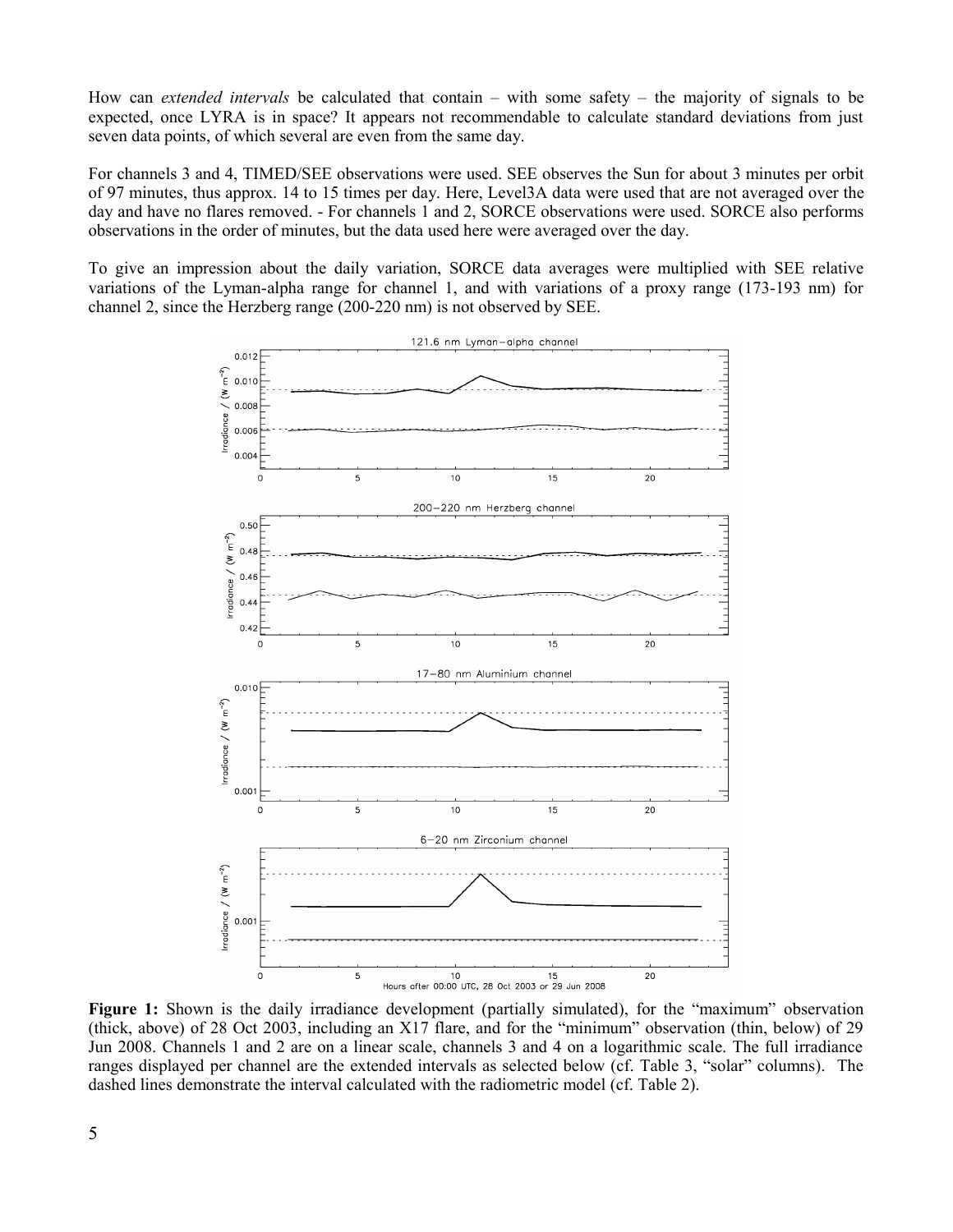How can *extended intervals* be calculated that contain – with some safety – the majority of signals to be expected, once LYRA is in space? It appears not recommendable to calculate standard deviations from just seven data points, of which several are even from the same day.

For channels 3 and 4, TIMED/SEE observations were used. SEE observes the Sun for about 3 minutes per orbit of 97 minutes, thus approx. 14 to 15 times per day. Here, Level3A data were used that are not averaged over the day and have no flares removed. - For channels 1 and 2, SORCE observations were used. SORCE also performs observations in the order of minutes, but the data used here were averaged over the day.

To give an impression about the daily variation, SORCE data averages were multiplied with SEE relative variations of the Lyman-alpha range for channel 1, and with variations of a proxy range (173-193 nm) for channel 2, since the Herzberg range (200-220 nm) is not observed by SEE.

**Figure 1:** Shown is the daily irradiance development (partially simulated), for the "maximum" observation (thick, above) of 28 Oct 2003, including an X17 flare, and for the "minimum" observation (thin, below) of 29 Jun 2008. Channels 1 and 2 are on a linear scale, channels 3 and 4 on a logarithmic scale. The full irradiance ranges displayed per channel are the extended intervals as selected below (cf. Table 3, "solar" columns). The dashed lines demonstrate the interval calculated with the radiometric model (cf. Table 2).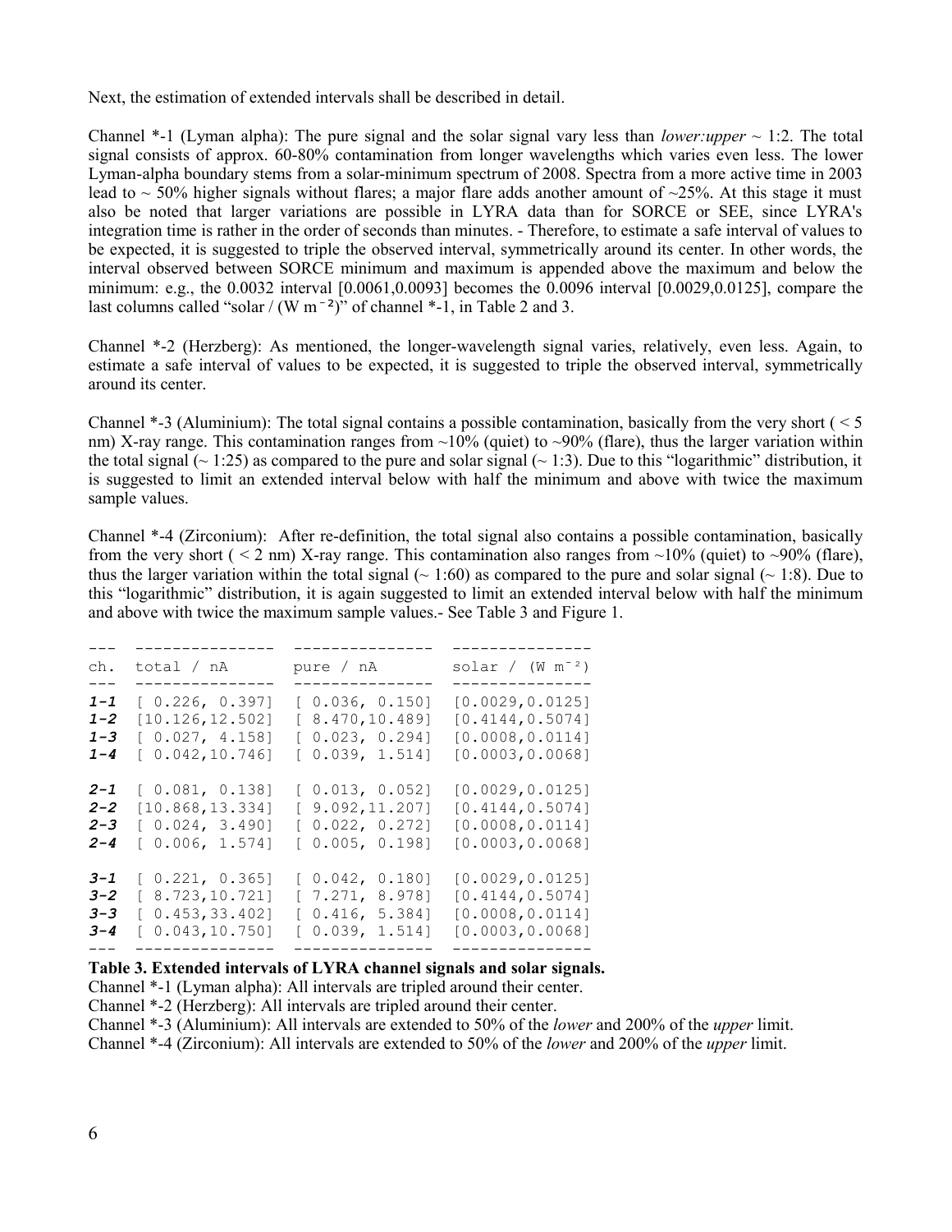Next, the estimation of extended intervals shall be described in detail.

Channel *-1 (Lyman alpha): The pure signal and the solar signal vary less than *lower:upper* ~ 1:2. The total signal consists of approx. 60-80% contamination from longer wavelengths which varies even less. The lower Lyman-alpha boundary stems from a solar-minimum spectrum of 2008. Spectra from a more active time in 2003 lead to ~ 50% higher signals without flares; a major flare adds another amount of ~25%. At this stage it must also be noted that larger variations are possible in LYRA data than for SORCE or SEE, since LYRA's integration time is rather in the order of seconds than minutes. - Therefore, to estimate a safe interval of values to be expected, it is suggested to triple the observed interval, symmetrically around its center. In other words, the interval observed between SORCE minimum and maximum is appended above the maximum and below the minimum: e.g., the 0.0032 interval [0.0061,0.0093] becomes the 0.0096 interval [0.0029,0.0125], compare the last columns called "solar / ($W\ m^{-2}$)" of channel *-1, in Table 2 and 3.

Channel *-2 (Herzberg): As mentioned, the longer-wavelength signal varies, relatively, even less. Again, to estimate a safe interval of values to be expected, it is suggested to triple the observed interval, symmetrically around its center.

Channel *-3 (Aluminium): The total signal contains a possible contamination, basically from the very short ( < 5 nm) X-ray range. This contamination ranges from ~10% (quiet) to ~90% (flare), thus the larger variation within the total signal (~ 1:25) as compared to the pure and solar signal (~ 1:3). Due to this "logarithmic" distribution, it is suggested to limit an extended interval below with half the minimum and above with twice the maximum sample values.

Channel *-4 (Zirconium): After re-definition, the total signal also contains a possible contamination, basically from the very short ( < 2 nm) X-ray range. This contamination also ranges from ~10% (quiet) to ~90% (flare), thus the larger variation within the total signal (~ 1:60) as compared to the pure and solar signal (~ 1:8). Due to this "logarithmic" distribution, it is again suggested to limit an extended interval below with half the minimum and above with twice the maximum sample values.- See Table 3 and Figure 1.

| ch. | total / nA | pure / nA | solar / ($W\ m^{-2}$) |
|---|---|---|---|
| **1-1** | [ 0.226, 0.397] | [ 0.036, 0.150] | [0.0029,0.0125] |
| **1-2** | [10.126,12.502] | [ 8.470,10.489] | [0.4144,0.5074] |
| **1-3** | [ 0.027, 4.158] | [ 0.023, 0.294] | [0.0008,0.0114] |
| **1-4** | [ 0.042,10.746] | [ 0.039, 1.514] | [0.0003,0.0068] |
| **2-1** | [ 0.081, 0.138] | [ 0.013, 0.052] | [0.0029,0.0125] |
| **2-2** | [10.868,13.334] | [ 9.092,11.207] | [0.4144,0.5074] |
| **2-3** | [ 0.024, 3.490] | [ 0.022, 0.272] | [0.0008,0.0114] |
| **2-4** | [ 0.006, 1.574] | [ 0.005, 0.198] | [0.0003,0.0068] |
| **3-1** | [ 0.221, 0.365] | [ 0.042, 0.180] | [0.0029,0.0125] |
| **3-2** | [ 8.723,10.721] | [ 7.271, 8.978] | [0.4144,0.5074] |
| **3-3** | [ 0.453,33.402] | [ 0.416, 5.384] | [0.0008,0.0114] |
| **3-4** | [ 0.043,10.750] | [ 0.039, 1.514] | [0.0003,0.0068] |

**Table 3. Extended intervals of LYRA channel signals and solar signals.**
Channel *-1 (Lyman alpha): All intervals are tripled around their center.
Channel *-2 (Herzberg): All intervals are tripled around their center.
Channel *-3 (Aluminium): All intervals are extended to 50% of the *lower* and 200% of the *upper* limit.
Channel *-4 (Zirconium): All intervals are extended to 50% of the *lower* and 200% of the *upper* limit.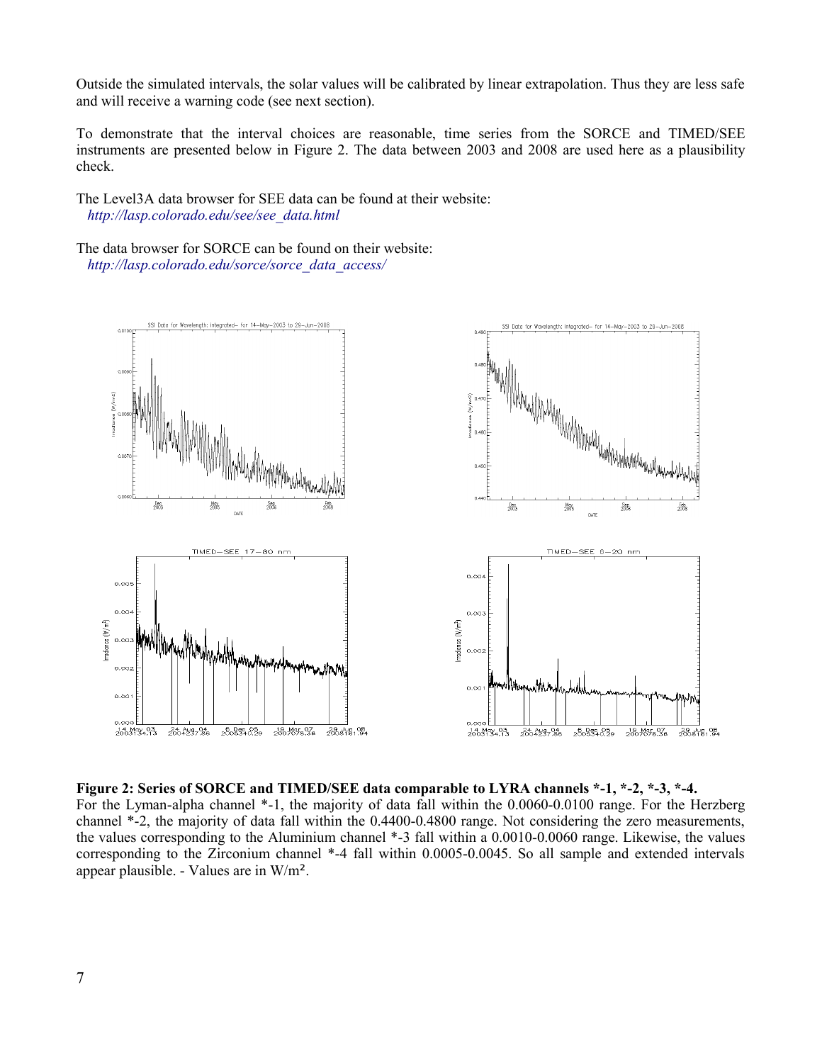Outside the simulated intervals, the solar values will be calibrated by linear extrapolation. Thus they are less safe and will receive a warning code (see next section).

To demonstrate that the interval choices are reasonable, time series from the SORCE and TIMED/SEE instruments are presented below in Figure 2. The data between 2003 and 2008 are used here as a plausibility check.

The Level3A data browser for SEE data can be found at their website:
*http://lasp.colorado.edu/see/see_data.html*

The data browser for SORCE can be found on their website:
*http://lasp.colorado.edu/sorce/sorce_data_access/*

**Figure 2: Series of SORCE and TIMED/SEE data comparable to LYRA channels *-1, *-2, *-3, *-4.**
For the Lyman-alpha channel *-1, the majority of data fall within the 0.0060-0.0100 range. For the Herzberg channel *-2, the majority of data fall within the 0.4400-0.4800 range. Not considering the zero measurements, the values corresponding to the Aluminium channel *-3 fall within a 0.0010-0.0060 range. Likewise, the values corresponding to the Zirconium channel *-4 fall within 0.0005-0.0045. So all sample and extended intervals appear plausible. - Values are in W/m².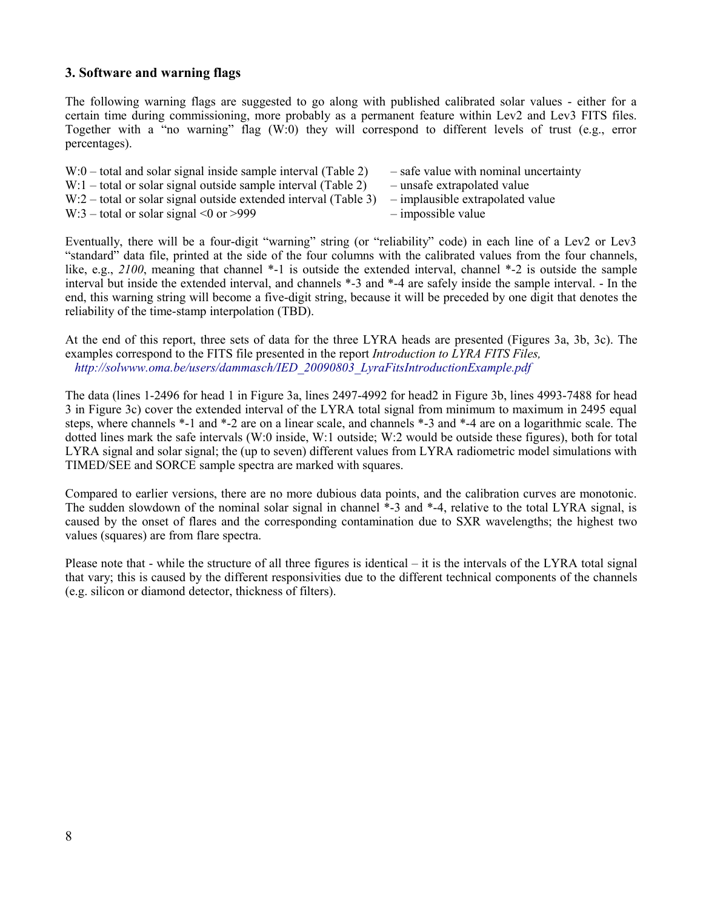### 3. Software and warning flags

The following warning flags are suggested to go along with published calibrated solar values - either for a certain time during commissioning, more probably as a permanent feature within Lev2 and Lev3 FITS files. Together with a "no warning" flag (W:0) they will correspond to different levels of trust (e.g., error percentages).

W:0 – total and solar signal inside sample interval (Table 2) – safe value with nominal uncertainty
W:1 – total or solar signal outside sample interval (Table 2) – unsafe extrapolated value
W:2 – total or solar signal outside extended interval (Table 3) – implausible extrapolated value
W:3 – total or solar signal <0 or >999 – impossible value

Eventually, there will be a four-digit "warning" string (or "reliability" code) in each line of a Lev2 or Lev3 "standard" data file, printed at the side of the four columns with the calibrated values from the four channels, like, e.g., *2100*, meaning that channel *-1 is outside the extended interval, channel *-2 is outside the sample interval but inside the extended interval, and channels *-3 and *-4 are safely inside the sample interval. - In the end, this warning string will become a five-digit string, because it will be preceded by one digit that denotes the reliability of the time-stamp interpolation (TBD).

At the end of this report, three sets of data for the three LYRA heads are presented (Figures 3a, 3b, 3c). The examples correspond to the FITS file presented in the report *Introduction to LYRA FITS Files,*
*http://solwww.oma.be/users/dammasch/IED_20090803_LyraFitsIntroductionExample.pdf*

The data (lines 1-2496 for head 1 in Figure 3a, lines 2497-4992 for head2 in Figure 3b, lines 4993-7488 for head 3 in Figure 3c) cover the extended interval of the LYRA total signal from minimum to maximum in 2495 equal steps, where channels *-1 and *-2 are on a linear scale, and channels *-3 and *-4 are on a logarithmic scale. The dotted lines mark the safe intervals (W:0 inside, W:1 outside; W:2 would be outside these figures), both for total LYRA signal and solar signal; the (up to seven) different values from LYRA radiometric model simulations with TIMED/SEE and SORCE sample spectra are marked with squares.

Compared to earlier versions, there are no more dubious data points, and the calibration curves are monotonic. The sudden slowdown of the nominal solar signal in channel *-3 and *-4, relative to the total LYRA signal, is caused by the onset of flares and the corresponding contamination due to SXR wavelengths; the highest two values (squares) are from flare spectra.

Please note that - while the structure of all three figures is identical – it is the intervals of the LYRA total signal that vary; this is caused by the different responsivities due to the different technical components of the channels (e.g. silicon or diamond detector, thickness of filters).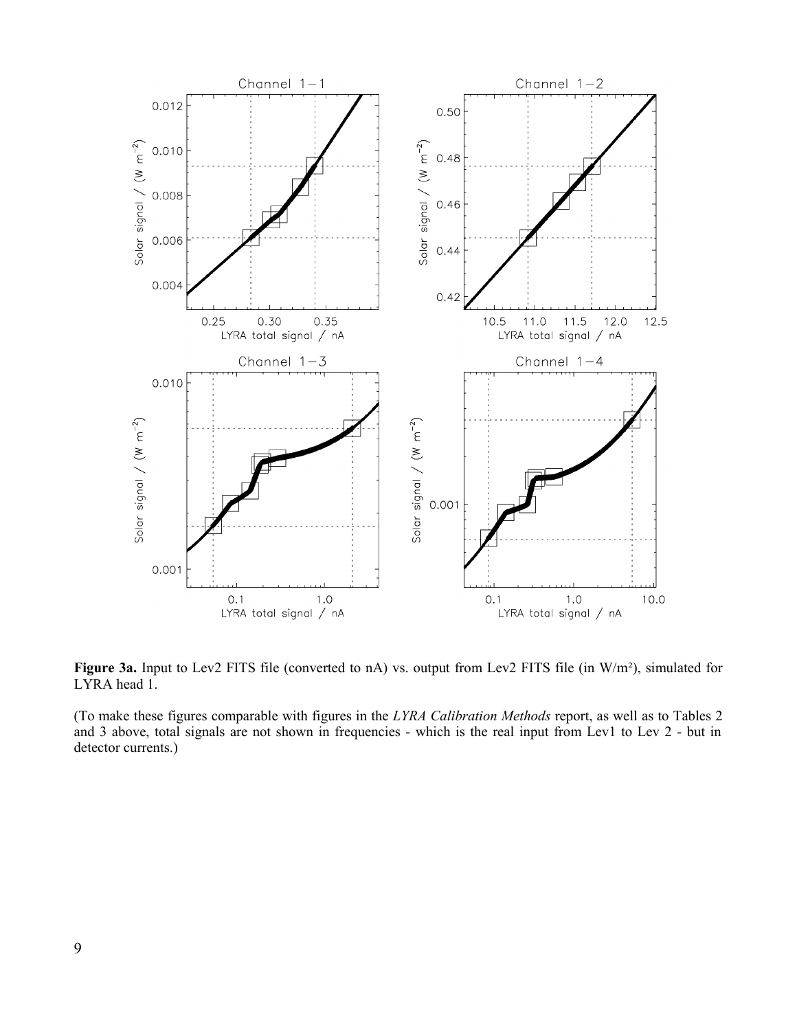**Figure 3a.** Input to Lev2 FITS file (converted to nA) vs. output from Lev2 FITS file (in W/m²), simulated for LYRA head 1.

(To make these figures comparable with figures in the *LYRA Calibration Methods* report, as well as to Tables 2 and 3 above, total signals are not shown in frequencies - which is the real input from Lev1 to Lev 2 - but in detector currents.)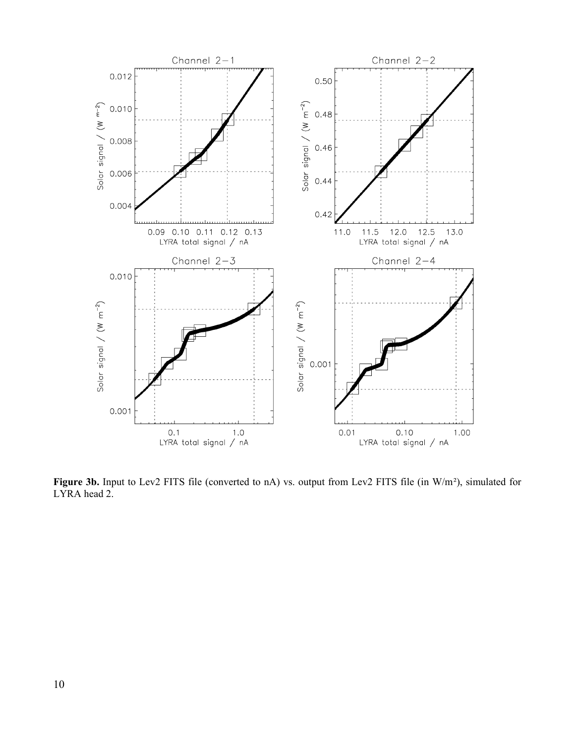**Figure 3b.** Input to Lev2 FITS file (converted to nA) vs. output from Lev2 FITS file (in W/m²), simulated for LYRA head 2.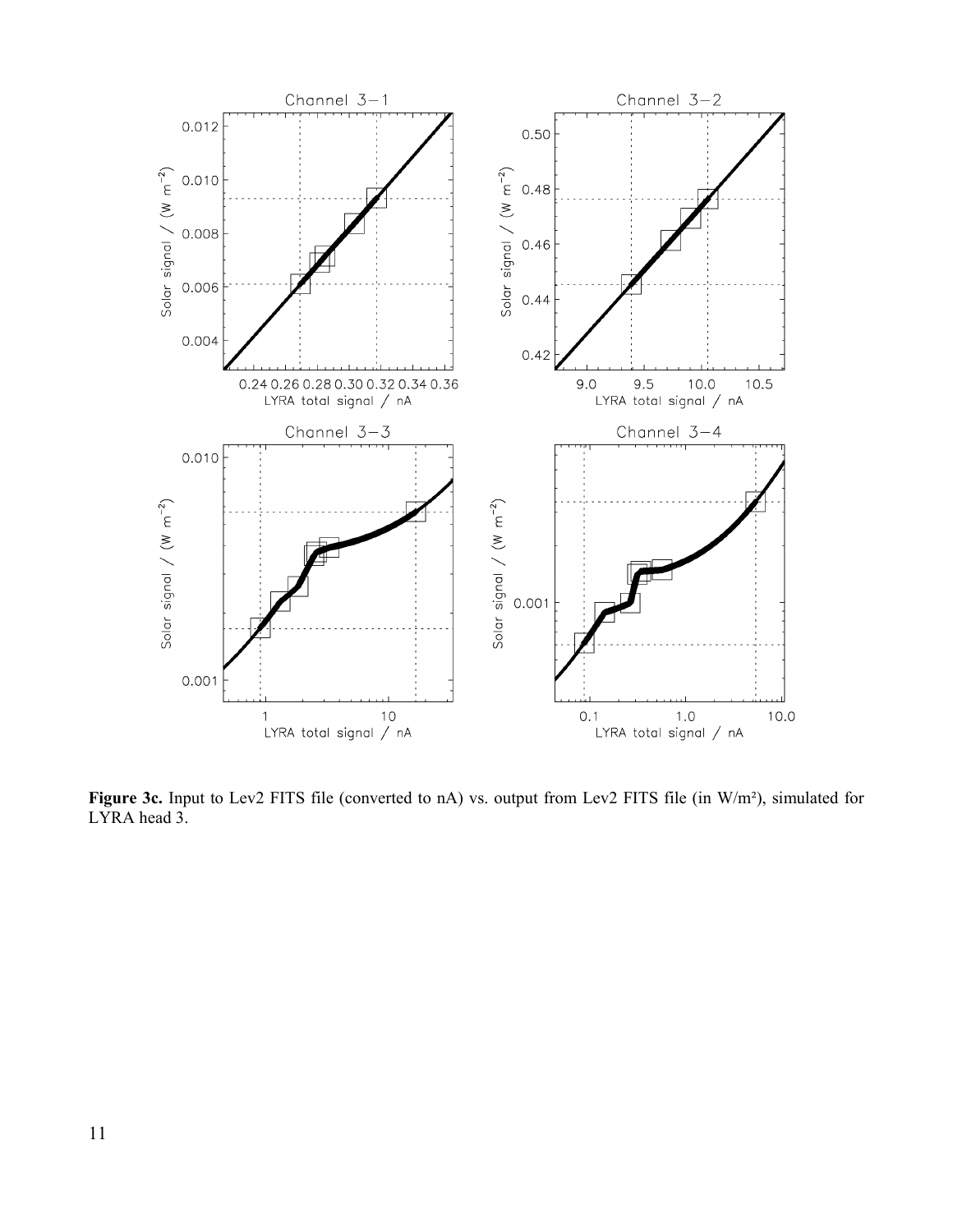Channel 3−1

Solar signal / (W m$^{-2}$)

0.012
0.010
0.008
0.006
0.004

0.24 0.26 0.28 0.30 0.32 0.34 0.36

LYRA total signal / nA

Channel 3−2

Solar signal / (W m$^{-2}$)

0.50
0.48
0.46
0.44
0.42

9.0 9.5 10.0 10.5

LYRA total signal / nA

Channel 3−3

Solar signal / (W m$^{-2}$)

0.010
0.001

1 10

LYRA total signal / nA

Channel 3−4

Solar signal / (W m$^{-2}$)

0.001

0.1 1.0 10.0

LYRA total signal / nA

**Figure 3c.** Input to Lev2 FITS file (converted to nA) vs. output from Lev2 FITS file (in W/m²), simulated for LYRA head 3.